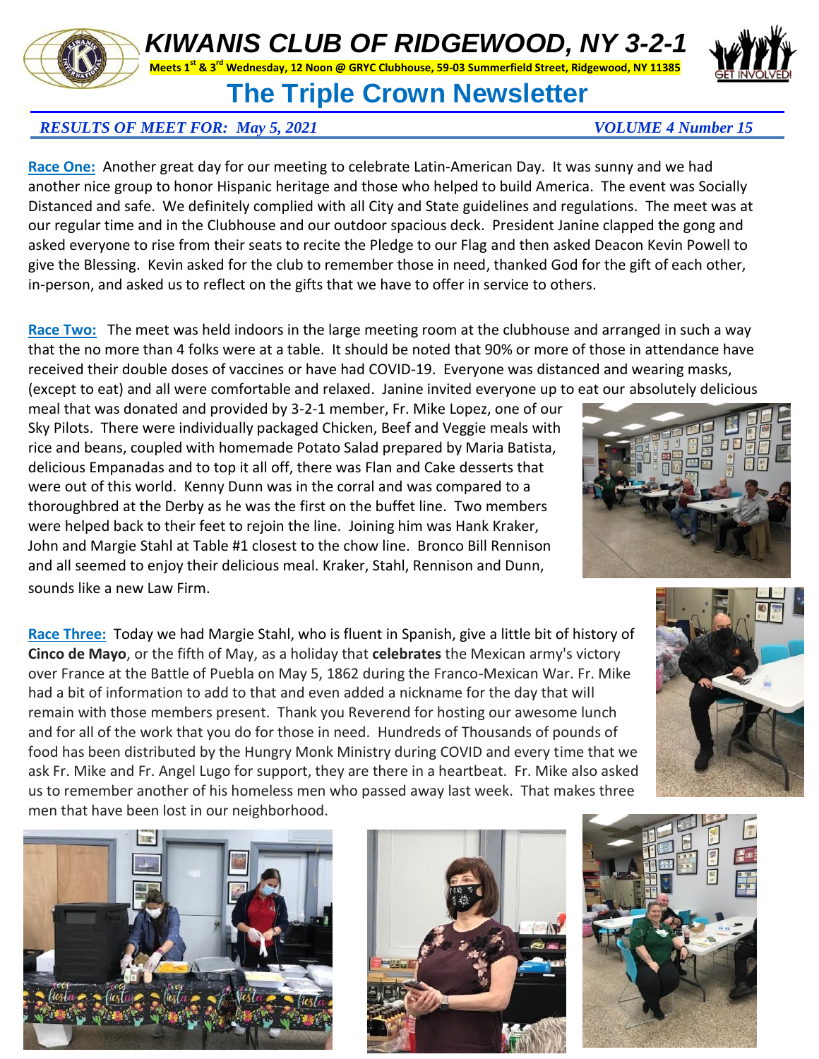# KIWANIS CLUB OF RIDGEWOOD, NY 3-2-1

**Meets 1st & 3rd Wednesday, 12 Noon @ GRYC Clubhouse, 59-03 Summerfield Street, Ridgewood, NY 11385**

## The Triple Crown Newsletter

***RESULTS OF MEET FOR: May 5, 2021*** ***VOLUME 4 Number 15***

**Race One:** Another great day for our meeting to celebrate Latin-American Day. It was sunny and we had another nice group to honor Hispanic heritage and those who helped to build America. The event was Socially Distanced and safe. We definitely complied with all City and State guidelines and regulations. The meet was at our regular time and in the Clubhouse and our outdoor spacious deck. President Janine clapped the gong and asked everyone to rise from their seats to recite the Pledge to our Flag and then asked Deacon Kevin Powell to give the Blessing. Kevin asked for the club to remember those in need, thanked God for the gift of each other, in-person, and asked us to reflect on the gifts that we have to offer in service to others.

**Race Two:** The meet was held indoors in the large meeting room at the clubhouse and arranged in such a way that the no more than 4 folks were at a table. It should be noted that 90% or more of those in attendance have received their double doses of vaccines or have had COVID-19. Everyone was distanced and wearing masks, (except to eat) and all were comfortable and relaxed. Janine invited everyone up to eat our absolutely delicious meal that was donated and provided by 3-2-1 member, Fr. Mike Lopez, one of our Sky Pilots. There were individually packaged Chicken, Beef and Veggie meals with rice and beans, coupled with homemade Potato Salad prepared by Maria Batista, delicious Empanadas and to top it all off, there was Flan and Cake desserts that were out of this world. Kenny Dunn was in the corral and was compared to a thoroughbred at the Derby as he was the first on the buffet line. Two members were helped back to their feet to rejoin the line. Joining him was Hank Kraker, John and Margie Stahl at Table #1 closest to the chow line. Bronco Bill Rennison and all seemed to enjoy their delicious meal. Kraker, Stahl, Rennison and Dunn, sounds like a new Law Firm.

**Race Three:** Today we had Margie Stahl, who is fluent in Spanish, give a little bit of history of **Cinco de Mayo**, or the fifth of May, as a holiday that **celebrates** the Mexican army's victory over France at the Battle of Puebla on May 5, 1862 during the Franco-Mexican War. Fr. Mike had a bit of information to add to that and even added a nickname for the day that will remain with those members present. Thank you Reverend for hosting our awesome lunch and for all of the work that you do for those in need. Hundreds of Thousands of pounds of food has been distributed by the Hungry Monk Ministry during COVID and every time that we ask Fr. Mike and Fr. Angel Lugo for support, they are there in a heartbeat. Fr. Mike also asked us to remember another of his homeless men who passed away last week. That makes three men that have been lost in our neighborhood.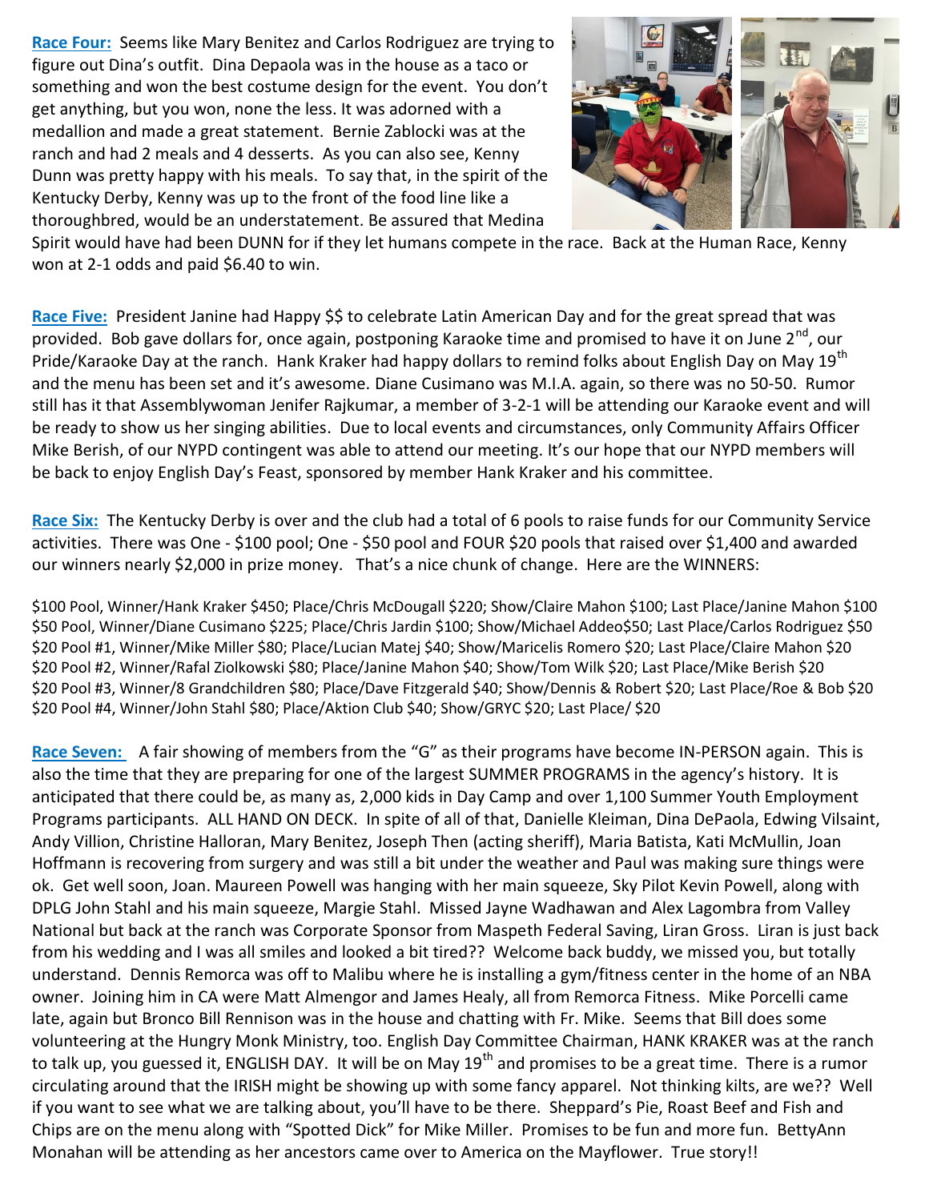**Race Four:** Seems like Mary Benitez and Carlos Rodriguez are trying to figure out Dina's outfit. Dina Depaola was in the house as a taco or something and won the best costume design for the event. You don't get anything, but you won, none the less. It was adorned with a medallion and made a great statement. Bernie Zablocki was at the ranch and had 2 meals and 4 desserts. As you can also see, Kenny Dunn was pretty happy with his meals. To say that, in the spirit of the Kentucky Derby, Kenny was up to the front of the food line like a thoroughbred, would be an understatement. Be assured that Medina Spirit would have had been DUNN for if they let humans compete in the race. Back at the Human Race, Kenny won at 2-1 odds and paid $6.40 to win.

**Race Five:** President Janine had Happy $$ to celebrate Latin American Day and for the great spread that was provided. Bob gave dollars for, once again, postponing Karaoke time and promised to have it on June 2nd, our Pride/Karaoke Day at the ranch. Hank Kraker had happy dollars to remind folks about English Day on May 19th and the menu has been set and it's awesome. Diane Cusimano was M.I.A. again, so there was no 50-50. Rumor still has it that Assemblywoman Jenifer Rajkumar, a member of 3-2-1 will be attending our Karaoke event and will be ready to show us her singing abilities. Due to local events and circumstances, only Community Affairs Officer Mike Berish, of our NYPD contingent was able to attend our meeting. It's our hope that our NYPD members will be back to enjoy English Day's Feast, sponsored by member Hank Kraker and his committee.

**Race Six:** The Kentucky Derby is over and the club had a total of 6 pools to raise funds for our Community Service activities. There was One - $100 pool; One - $50 pool and FOUR $20 pools that raised over $1,400 and awarded our winners nearly $2,000 in prize money. That's a nice chunk of change. Here are the WINNERS:

$100 Pool, Winner/Hank Kraker $450; Place/Chris McDougall $220; Show/Claire Mahon $100; Last Place/Janine Mahon $100
$50 Pool, Winner/Diane Cusimano $225; Place/Chris Jardin $100; Show/Michael Addeo$50; Last Place/Carlos Rodriguez $50
$20 Pool #1, Winner/Mike Miller $80; Place/Lucian Matej $40; Show/Maricelis Romero $20; Last Place/Claire Mahon $20
$20 Pool #2, Winner/Rafal Ziolkowski $80; Place/Janine Mahon $40; Show/Tom Wilk $20; Last Place/Mike Berish $20
$20 Pool #3, Winner/8 Grandchildren $80; Place/Dave Fitzgerald $40; Show/Dennis & Robert $20; Last Place/Roe & Bob $20
$20 Pool #4, Winner/John Stahl $80; Place/Aktion Club $40; Show/GRYC $20; Last Place/ $20

**Race Seven:** A fair showing of members from the "G" as their programs have become IN-PERSON again. This is also the time that they are preparing for one of the largest SUMMER PROGRAMS in the agency's history. It is anticipated that there could be, as many as, 2,000 kids in Day Camp and over 1,100 Summer Youth Employment Programs participants. ALL HAND ON DECK. In spite of all of that, Danielle Kleiman, Dina DePaola, Edwing Vilsaint, Andy Villion, Christine Halloran, Mary Benitez, Joseph Then (acting sheriff), Maria Batista, Kati McMullin, Joan Hoffmann is recovering from surgery and was still a bit under the weather and Paul was making sure things were ok. Get well soon, Joan. Maureen Powell was hanging with her main squeeze, Sky Pilot Kevin Powell, along with DPLG John Stahl and his main squeeze, Margie Stahl. Missed Jayne Wadhawan and Alex Lagombra from Valley National but back at the ranch was Corporate Sponsor from Maspeth Federal Saving, Liran Gross. Liran is just back from his wedding and I was all smiles and looked a bit tired?? Welcome back buddy, we missed you, but totally understand. Dennis Remorca was off to Malibu where he is installing a gym/fitness center in the home of an NBA owner. Joining him in CA were Matt Almengor and James Healy, all from Remorca Fitness. Mike Porcelli came late, again but Bronco Bill Rennison was in the house and chatting with Fr. Mike. Seems that Bill does some volunteering at the Hungry Monk Ministry, too. English Day Committee Chairman, HANK KRAKER was at the ranch to talk up, you guessed it, ENGLISH DAY. It will be on May 19th and promises to be a great time. There is a rumor circulating around that the IRISH might be showing up with some fancy apparel. Not thinking kilts, are we?? Well if you want to see what we are talking about, you'll have to be there. Sheppard's Pie, Roast Beef and Fish and Chips are on the menu along with "Spotted Dick" for Mike Miller. Promises to be fun and more fun. BettyAnn Monahan will be attending as her ancestors came over to America on the Mayflower. True story!!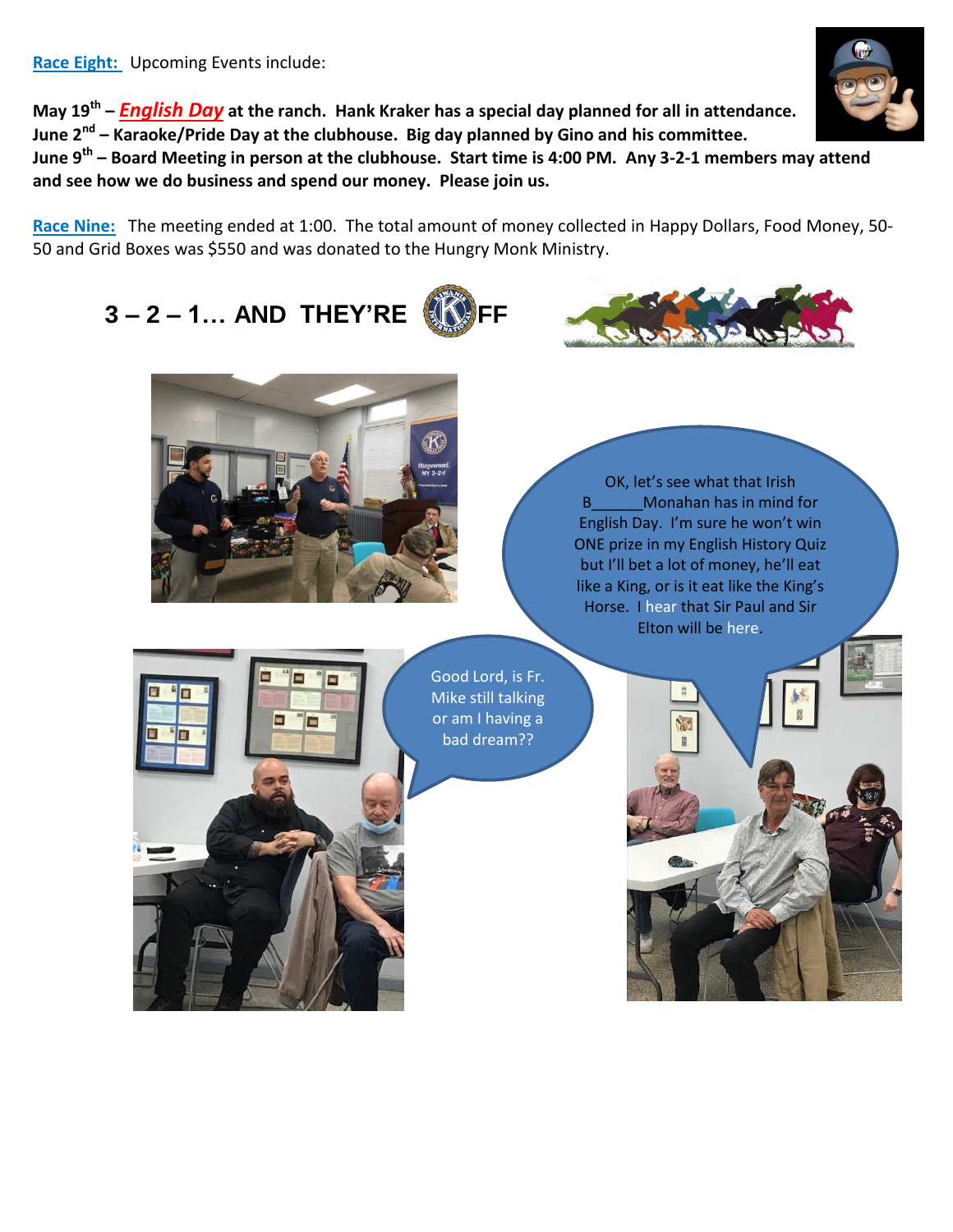**Race Eight:** Upcoming Events include:

**May 19th – *English Day* at the ranch. Hank Kraker has a special day planned for all in attendance.**
**June 2nd – Karaoke/Pride Day at the clubhouse. Big day planned by Gino and his committee.**
**June 9th – Board Meeting in person at the clubhouse. Start time is 4:00 PM. Any 3-2-1 members may attend and see how we do business and spend our money. Please join us.**

**Race Nine:** The meeting ended at 1:00. The total amount of money collected in Happy Dollars, Food Money, 50-50 and Grid Boxes was $550 and was donated to the Hungry Monk Ministry.

## 3 – 2 – 1… AND THEY'RE OFF

OK, let's see what that Irish B______Monahan has in mind for English Day. I'm sure he won't win ONE prize in my English History Quiz but I'll bet a lot of money, he'll eat like a King, or is it eat like the King's Horse. I hear that Sir Paul and Sir Elton will be here.

Good Lord, is Fr. Mike still talking or am I having a bad dream??